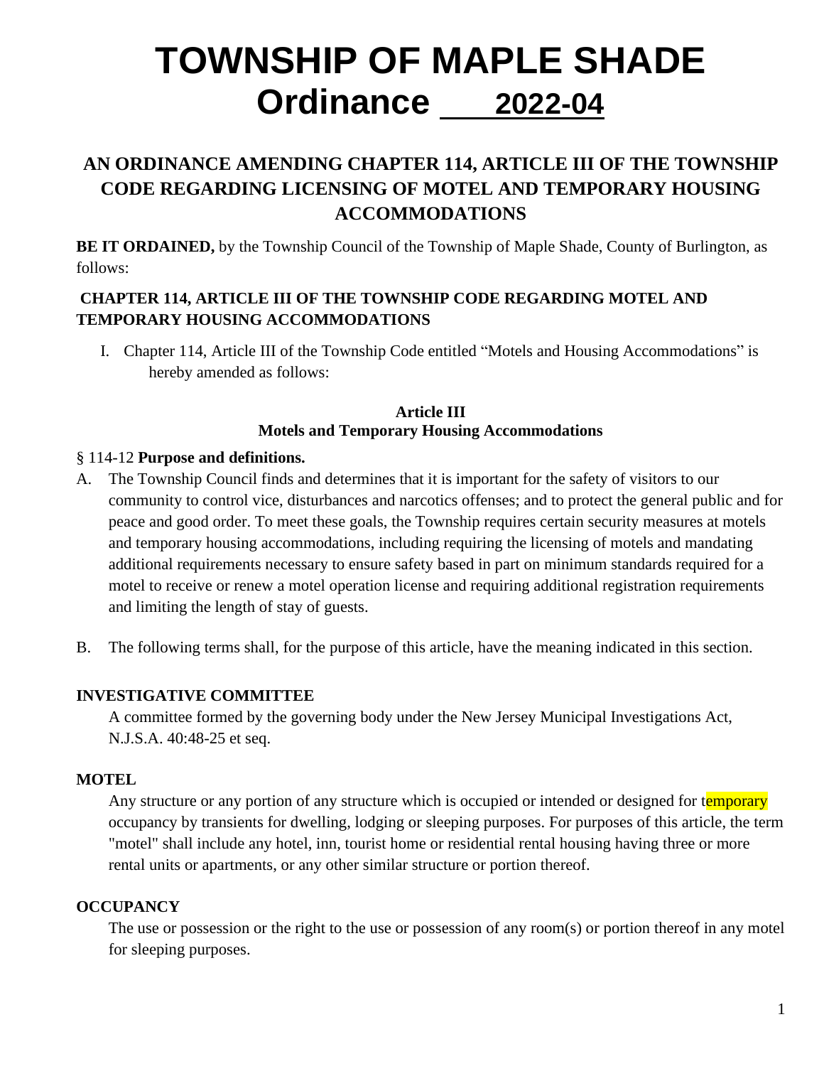# TOWNSHIP OF MAPLE SHADE
# Ordinance 2022-04

## AN ORDINANCE AMENDING CHAPTER 114, ARTICLE III OF THE TOWNSHIP CODE REGARDING LICENSING OF MOTEL AND TEMPORARY HOUSING ACCOMMODATIONS

**BE IT ORDAINED,** by the Township Council of the Township of Maple Shade, County of Burlington, as follows:

**CHAPTER 114, ARTICLE III OF THE TOWNSHIP CODE REGARDING MOTEL AND TEMPORARY HOUSING ACCOMMODATIONS**

I. Chapter 114, Article III of the Township Code entitled "Motels and Housing Accommodations" is hereby amended as follows:

**Article III**
**Motels and Temporary Housing Accommodations**

§ 114-12 **Purpose and definitions.**

A. The Township Council finds and determines that it is important for the safety of visitors to our community to control vice, disturbances and narcotics offenses; and to protect the general public and for peace and good order. To meet these goals, the Township requires certain security measures at motels and temporary housing accommodations, including requiring the licensing of motels and mandating additional requirements necessary to ensure safety based in part on minimum standards required for a motel to receive or renew a motel operation license and requiring additional registration requirements and limiting the length of stay of guests.

B. The following terms shall, for the purpose of this article, have the meaning indicated in this section.

**INVESTIGATIVE COMMITTEE**

A committee formed by the governing body under the New Jersey Municipal Investigations Act, N.J.S.A. 40:48-25 et seq.

**MOTEL**

Any structure or any portion of any structure which is occupied or intended or designed for temporary occupancy by transients for dwelling, lodging or sleeping purposes. For purposes of this article, the term "motel" shall include any hotel, inn, tourist home or residential rental housing having three or more rental units or apartments, or any other similar structure or portion thereof.

**OCCUPANCY**

The use or possession or the right to the use or possession of any room(s) or portion thereof in any motel for sleeping purposes.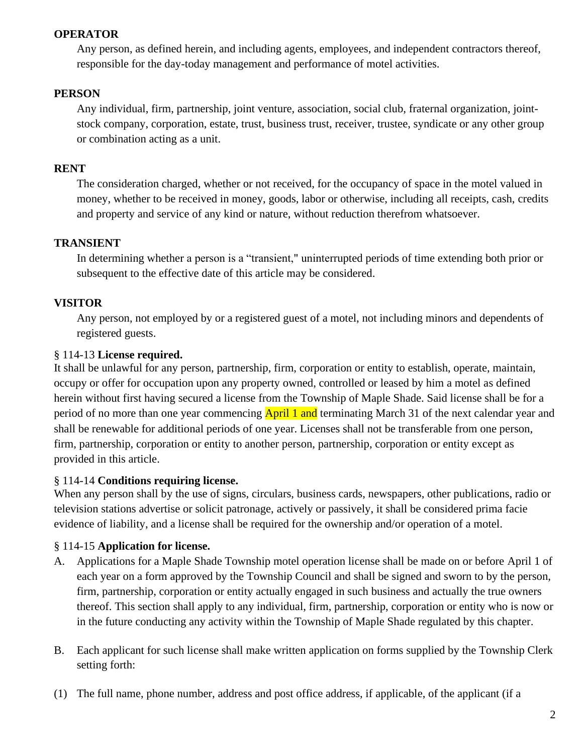**OPERATOR**

Any person, as defined herein, and including agents, employees, and independent contractors thereof, responsible for the day-today management and performance of motel activities.

**PERSON**

Any individual, firm, partnership, joint venture, association, social club, fraternal organization, joint-stock company, corporation, estate, trust, business trust, receiver, trustee, syndicate or any other group or combination acting as a unit.

**RENT**

The consideration charged, whether or not received, for the occupancy of space in the motel valued in money, whether to be received in money, goods, labor or otherwise, including all receipts, cash, credits and property and service of any kind or nature, without reduction therefrom whatsoever.

**TRANSIENT**

In determining whether a person is a “transient," uninterrupted periods of time extending both prior or subsequent to the effective date of this article may be considered.

**VISITOR**

Any person, not employed by or a registered guest of a motel, not including minors and dependents of registered guests.

§ 114-13 **License required.**

It shall be unlawful for any person, partnership, firm, corporation or entity to establish, operate, maintain, occupy or offer for occupation upon any property owned, controlled or leased by him a motel as defined herein without first having secured a license from the Township of Maple Shade. Said license shall be for a period of no more than one year commencing April 1 and terminating March 31 of the next calendar year and shall be renewable for additional periods of one year. Licenses shall not be transferable from one person, firm, partnership, corporation or entity to another person, partnership, corporation or entity except as provided in this article.

§ 114-14 **Conditions requiring license.**

When any person shall by the use of signs, circulars, business cards, newspapers, other publications, radio or television stations advertise or solicit patronage, actively or passively, it shall be considered prima facie evidence of liability, and a license shall be required for the ownership and/or operation of a motel.

§ 114-15 **Application for license.**

A. Applications for a Maple Shade Township motel operation license shall be made on or before April 1 of each year on a form approved by the Township Council and shall be signed and sworn to by the person, firm, partnership, corporation or entity actually engaged in such business and actually the true owners thereof. This section shall apply to any individual, firm, partnership, corporation or entity who is now or in the future conducting any activity within the Township of Maple Shade regulated by this chapter.

B. Each applicant for such license shall make written application on forms supplied by the Township Clerk setting forth:

(1) The full name, phone number, address and post office address, if applicable, of the applicant (if a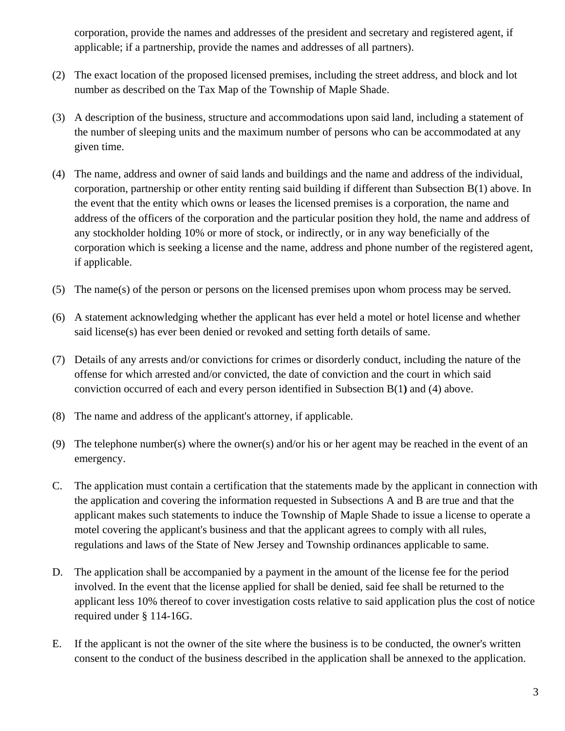corporation, provide the names and addresses of the president and secretary and registered agent, if applicable; if a partnership, provide the names and addresses of all partners).

(2) The exact location of the proposed licensed premises, including the street address, and block and lot number as described on the Tax Map of the Township of Maple Shade.

(3) A description of the business, structure and accommodations upon said land, including a statement of the number of sleeping units and the maximum number of persons who can be accommodated at any given time.

(4) The name, address and owner of said lands and buildings and the name and address of the individual, corporation, partnership or other entity renting said building if different than Subsection B(1) above. In the event that the entity which owns or leases the licensed premises is a corporation, the name and address of the officers of the corporation and the particular position they hold, the name and address of any stockholder holding 10% or more of stock, or indirectly, or in any way beneficially of the corporation which is seeking a license and the name, address and phone number of the registered agent, if applicable.

(5) The name(s) of the person or persons on the licensed premises upon whom process may be served.

(6) A statement acknowledging whether the applicant has ever held a motel or hotel license and whether said license(s) has ever been denied or revoked and setting forth details of same.

(7) Details of any arrests and/or convictions for crimes or disorderly conduct, including the nature of the offense for which arrested and/or convicted, the date of conviction and the court in which said conviction occurred of each and every person identified in Subsection B(1**)** and (4) above.

(8) The name and address of the applicant's attorney, if applicable.

(9) The telephone number(s) where the owner(s) and/or his or her agent may be reached in the event of an emergency.

C. The application must contain a certification that the statements made by the applicant in connection with the application and covering the information requested in Subsections A and B are true and that the applicant makes such statements to induce the Township of Maple Shade to issue a license to operate a motel covering the applicant's business and that the applicant agrees to comply with all rules, regulations and laws of the State of New Jersey and Township ordinances applicable to same.

D. The application shall be accompanied by a payment in the amount of the license fee for the period involved. In the event that the license applied for shall be denied, said fee shall be returned to the applicant less 10% thereof to cover investigation costs relative to said application plus the cost of notice required under § 114-16G.

E. If the applicant is not the owner of the site where the business is to be conducted, the owner's written consent to the conduct of the business described in the application shall be annexed to the application.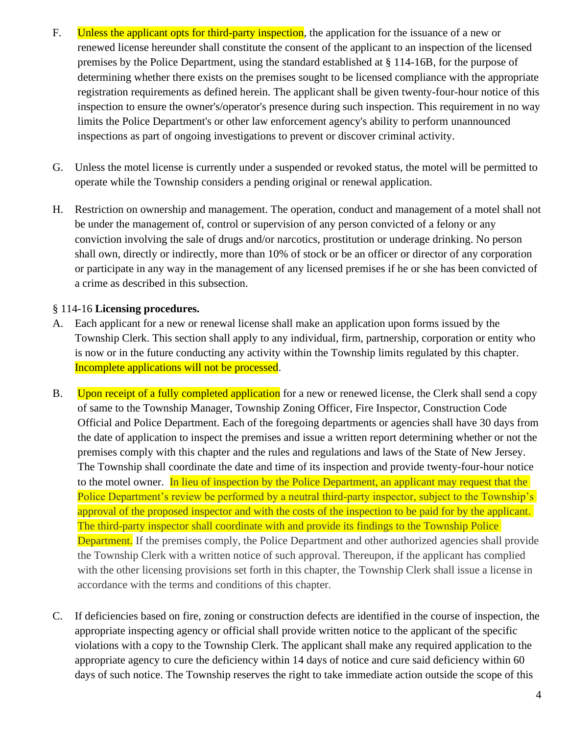F. Unless the applicant opts for third-party inspection, the application for the issuance of a new or renewed license hereunder shall constitute the consent of the applicant to an inspection of the licensed premises by the Police Department, using the standard established at § 114-16B, for the purpose of determining whether there exists on the premises sought to be licensed compliance with the appropriate registration requirements as defined herein. The applicant shall be given twenty-four-hour notice of this inspection to ensure the owner's/operator's presence during such inspection. This requirement in no way limits the Police Department's or other law enforcement agency's ability to perform unannounced inspections as part of ongoing investigations to prevent or discover criminal activity.

G. Unless the motel license is currently under a suspended or revoked status, the motel will be permitted to operate while the Township considers a pending original or renewal application.

H. Restriction on ownership and management. The operation, conduct and management of a motel shall not be under the management of, control or supervision of any person convicted of a felony or any conviction involving the sale of drugs and/or narcotics, prostitution or underage drinking. No person shall own, directly or indirectly, more than 10% of stock or be an officer or director of any corporation or participate in any way in the management of any licensed premises if he or she has been convicted of a crime as described in this subsection.

§ 114-16 **Licensing procedures.**

A. Each applicant for a new or renewal license shall make an application upon forms issued by the Township Clerk. This section shall apply to any individual, firm, partnership, corporation or entity who is now or in the future conducting any activity within the Township limits regulated by this chapter. Incomplete applications will not be processed.

B. Upon receipt of a fully completed application for a new or renewed license, the Clerk shall send a copy of same to the Township Manager, Township Zoning Officer, Fire Inspector, Construction Code Official and Police Department. Each of the foregoing departments or agencies shall have 30 days from the date of application to inspect the premises and issue a written report determining whether or not the premises comply with this chapter and the rules and regulations and laws of the State of New Jersey. The Township shall coordinate the date and time of its inspection and provide twenty-four-hour notice to the motel owner. In lieu of inspection by the Police Department, an applicant may request that the Police Department's review be performed by a neutral third-party inspector, subject to the Township's approval of the proposed inspector and with the costs of the inspection to be paid for by the applicant. The third-party inspector shall coordinate with and provide its findings to the Township Police Department. If the premises comply, the Police Department and other authorized agencies shall provide the Township Clerk with a written notice of such approval. Thereupon, if the applicant has complied with the other licensing provisions set forth in this chapter, the Township Clerk shall issue a license in accordance with the terms and conditions of this chapter.

C. If deficiencies based on fire, zoning or construction defects are identified in the course of inspection, the appropriate inspecting agency or official shall provide written notice to the applicant of the specific violations with a copy to the Township Clerk. The applicant shall make any required application to the appropriate agency to cure the deficiency within 14 days of notice and cure said deficiency within 60 days of such notice. The Township reserves the right to take immediate action outside the scope of this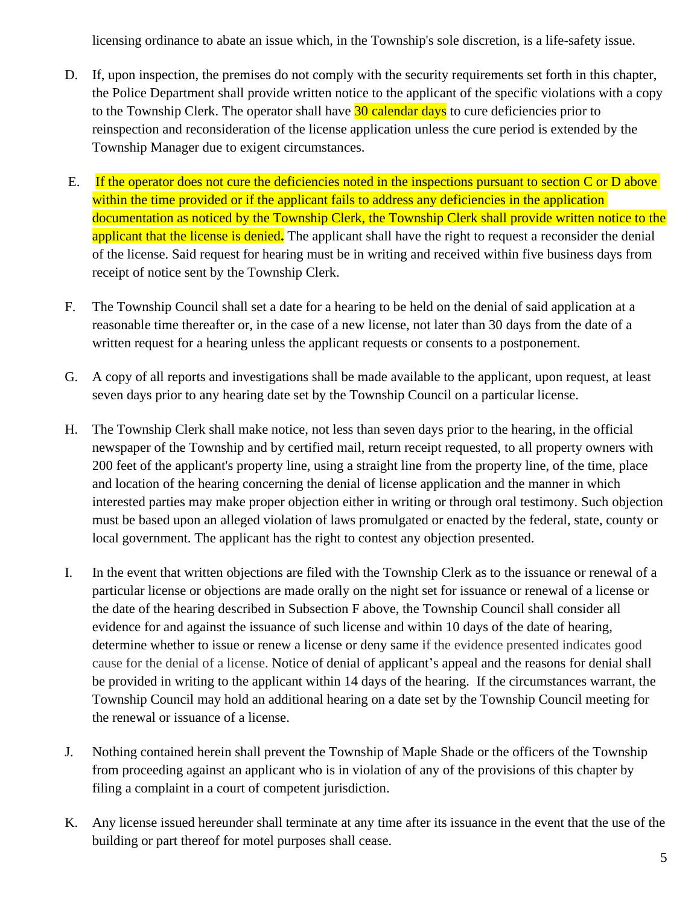licensing ordinance to abate an issue which, in the Township's sole discretion, is a life-safety issue.

D. If, upon inspection, the premises do not comply with the security requirements set forth in this chapter, the Police Department shall provide written notice to the applicant of the specific violations with a copy to the Township Clerk. The operator shall have 30 calendar days to cure deficiencies prior to reinspection and reconsideration of the license application unless the cure period is extended by the Township Manager due to exigent circumstances.

E. If the operator does not cure the deficiencies noted in the inspections pursuant to section C or D above within the time provided or if the applicant fails to address any deficiencies in the application documentation as noticed by the Township Clerk, the Township Clerk shall provide written notice to the applicant that the license is denied**.** The applicant shall have the right to request a reconsider the denial of the license. Said request for hearing must be in writing and received within five business days from receipt of notice sent by the Township Clerk.

F. The Township Council shall set a date for a hearing to be held on the denial of said application at a reasonable time thereafter or, in the case of a new license, not later than 30 days from the date of a written request for a hearing unless the applicant requests or consents to a postponement.

G. A copy of all reports and investigations shall be made available to the applicant, upon request, at least seven days prior to any hearing date set by the Township Council on a particular license.

H. The Township Clerk shall make notice, not less than seven days prior to the hearing, in the official newspaper of the Township and by certified mail, return receipt requested, to all property owners with 200 feet of the applicant's property line, using a straight line from the property line, of the time, place and location of the hearing concerning the denial of license application and the manner in which interested parties may make proper objection either in writing or through oral testimony. Such objection must be based upon an alleged violation of laws promulgated or enacted by the federal, state, county or local government. The applicant has the right to contest any objection presented.

I. In the event that written objections are filed with the Township Clerk as to the issuance or renewal of a particular license or objections are made orally on the night set for issuance or renewal of a license or the date of the hearing described in Subsection F above, the Township Council shall consider all evidence for and against the issuance of such license and within 10 days of the date of hearing, determine whether to issue or renew a license or deny same if the evidence presented indicates good cause for the denial of a license. Notice of denial of applicant's appeal and the reasons for denial shall be provided in writing to the applicant within 14 days of the hearing. If the circumstances warrant, the Township Council may hold an additional hearing on a date set by the Township Council meeting for the renewal or issuance of a license.

J. Nothing contained herein shall prevent the Township of Maple Shade or the officers of the Township from proceeding against an applicant who is in violation of any of the provisions of this chapter by filing a complaint in a court of competent jurisdiction.

K. Any license issued hereunder shall terminate at any time after its issuance in the event that the use of the building or part thereof for motel purposes shall cease.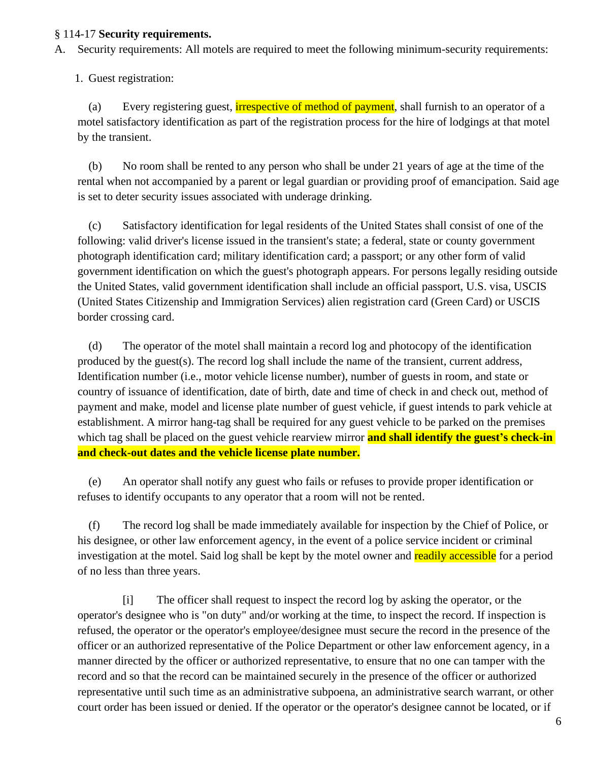§ 114-17 **Security requirements.**

A. Security requirements: All motels are required to meet the following minimum-security requirements:

1. Guest registration:

(a) Every registering guest, irrespective of method of payment, shall furnish to an operator of a motel satisfactory identification as part of the registration process for the hire of lodgings at that motel by the transient.

(b) No room shall be rented to any person who shall be under 21 years of age at the time of the rental when not accompanied by a parent or legal guardian or providing proof of emancipation. Said age is set to deter security issues associated with underage drinking.

(c) Satisfactory identification for legal residents of the United States shall consist of one of the following: valid driver's license issued in the transient's state; a federal, state or county government photograph identification card; military identification card; a passport; or any other form of valid government identification on which the guest's photograph appears. For persons legally residing outside the United States, valid government identification shall include an official passport, U.S. visa, USCIS (United States Citizenship and Immigration Services) alien registration card (Green Card) or USCIS border crossing card.

(d) The operator of the motel shall maintain a record log and photocopy of the identification produced by the guest(s). The record log shall include the name of the transient, current address, Identification number (i.e., motor vehicle license number), number of guests in room, and state or country of issuance of identification, date of birth, date and time of check in and check out, method of payment and make, model and license plate number of guest vehicle, if guest intends to park vehicle at establishment. A mirror hang-tag shall be required for any guest vehicle to be parked on the premises which tag shall be placed on the guest vehicle rearview mirror **and shall identify the guest's check-in and check-out dates and the vehicle license plate number.**

(e) An operator shall notify any guest who fails or refuses to provide proper identification or refuses to identify occupants to any operator that a room will not be rented.

(f) The record log shall be made immediately available for inspection by the Chief of Police, or his designee, or other law enforcement agency, in the event of a police service incident or criminal investigation at the motel. Said log shall be kept by the motel owner and readily accessible for a period of no less than three years.

[i] The officer shall request to inspect the record log by asking the operator, or the operator's designee who is "on duty" and/or working at the time, to inspect the record. If inspection is refused, the operator or the operator's employee/designee must secure the record in the presence of the officer or an authorized representative of the Police Department or other law enforcement agency, in a manner directed by the officer or authorized representative, to ensure that no one can tamper with the record and so that the record can be maintained securely in the presence of the officer or authorized representative until such time as an administrative subpoena, an administrative search warrant, or other court order has been issued or denied. If the operator or the operator's designee cannot be located, or if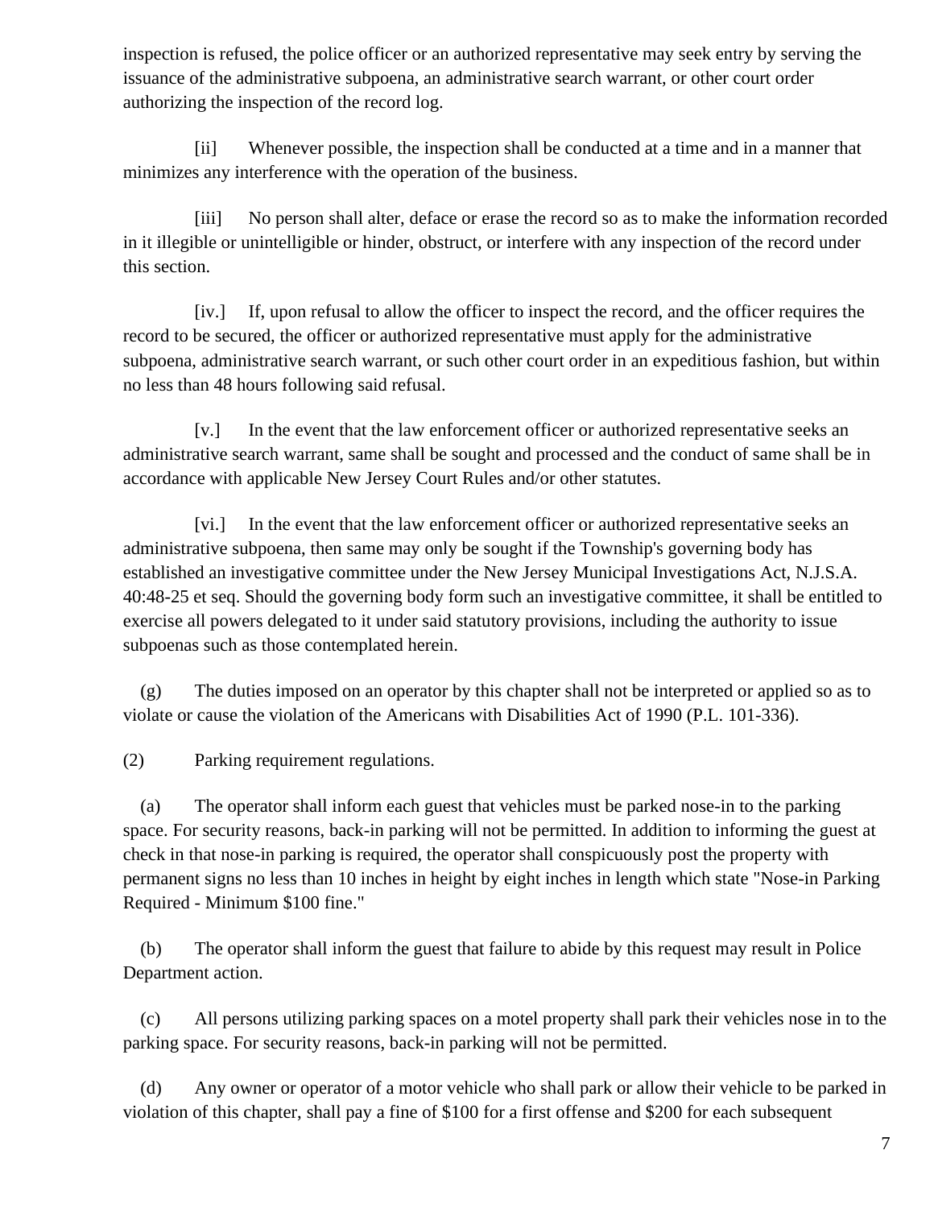inspection is refused, the police officer or an authorized representative may seek entry by serving the issuance of the administrative subpoena, an administrative search warrant, or other court order authorizing the inspection of the record log.

[ii] Whenever possible, the inspection shall be conducted at a time and in a manner that minimizes any interference with the operation of the business.

[iii] No person shall alter, deface or erase the record so as to make the information recorded in it illegible or unintelligible or hinder, obstruct, or interfere with any inspection of the record under this section.

[iv.] If, upon refusal to allow the officer to inspect the record, and the officer requires the record to be secured, the officer or authorized representative must apply for the administrative subpoena, administrative search warrant, or such other court order in an expeditious fashion, but within no less than 48 hours following said refusal.

[v.] In the event that the law enforcement officer or authorized representative seeks an administrative search warrant, same shall be sought and processed and the conduct of same shall be in accordance with applicable New Jersey Court Rules and/or other statutes.

[vi.] In the event that the law enforcement officer or authorized representative seeks an administrative subpoena, then same may only be sought if the Township's governing body has established an investigative committee under the New Jersey Municipal Investigations Act, N.J.S.A. 40:48-25 et seq. Should the governing body form such an investigative committee, it shall be entitled to exercise all powers delegated to it under said statutory provisions, including the authority to issue subpoenas such as those contemplated herein.

(g) The duties imposed on an operator by this chapter shall not be interpreted or applied so as to violate or cause the violation of the Americans with Disabilities Act of 1990 (P.L. 101-336).

(2) Parking requirement regulations.

(a) The operator shall inform each guest that vehicles must be parked nose-in to the parking space. For security reasons, back-in parking will not be permitted. In addition to informing the guest at check in that nose-in parking is required, the operator shall conspicuously post the property with permanent signs no less than 10 inches in height by eight inches in length which state "Nose-in Parking Required - Minimum $100 fine."

(b) The operator shall inform the guest that failure to abide by this request may result in Police Department action.

(c) All persons utilizing parking spaces on a motel property shall park their vehicles nose in to the parking space. For security reasons, back-in parking will not be permitted.

(d) Any owner or operator of a motor vehicle who shall park or allow their vehicle to be parked in violation of this chapter, shall pay a fine of $100 for a first offense and $200 for each subsequent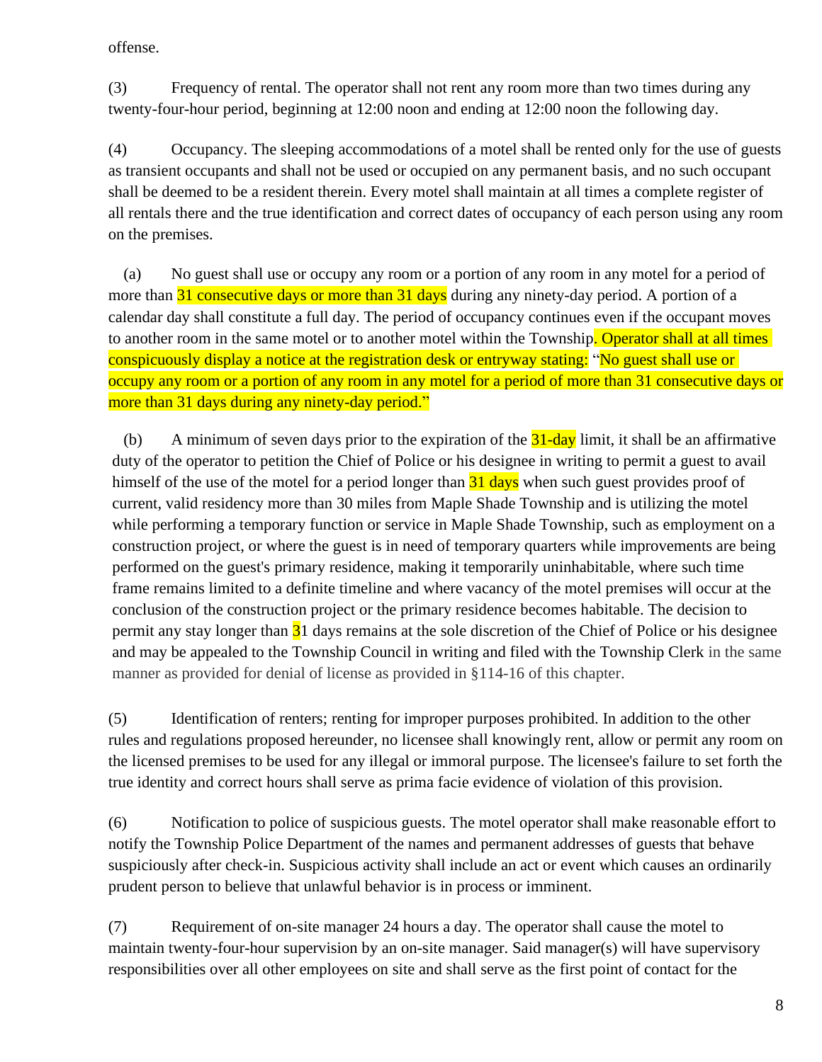offense.

(3) Frequency of rental. The operator shall not rent any room more than two times during any twenty-four-hour period, beginning at 12:00 noon and ending at 12:00 noon the following day.

(4) Occupancy. The sleeping accommodations of a motel shall be rented only for the use of guests as transient occupants and shall not be used or occupied on any permanent basis, and no such occupant shall be deemed to be a resident therein. Every motel shall maintain at all times a complete register of all rentals there and the true identification and correct dates of occupancy of each person using any room on the premises.

(a) No guest shall use or occupy any room or a portion of any room in any motel for a period of more than 31 consecutive days or more than 31 days during any ninety-day period. A portion of a calendar day shall constitute a full day. The period of occupancy continues even if the occupant moves to another room in the same motel or to another motel within the Township. Operator shall at all times conspicuously display a notice at the registration desk or entryway stating: "No guest shall use or occupy any room or a portion of any room in any motel for a period of more than 31 consecutive days or more than 31 days during any ninety-day period."

(b) A minimum of seven days prior to the expiration of the 31-day limit, it shall be an affirmative duty of the operator to petition the Chief of Police or his designee in writing to permit a guest to avail himself of the use of the motel for a period longer than 31 days when such guest provides proof of current, valid residency more than 30 miles from Maple Shade Township and is utilizing the motel while performing a temporary function or service in Maple Shade Township, such as employment on a construction project, or where the guest is in need of temporary quarters while improvements are being performed on the guest's primary residence, making it temporarily uninhabitable, where such time frame remains limited to a definite timeline and where vacancy of the motel premises will occur at the conclusion of the construction project or the primary residence becomes habitable. The decision to permit any stay longer than 31 days remains at the sole discretion of the Chief of Police or his designee and may be appealed to the Township Council in writing and filed with the Township Clerk in the same manner as provided for denial of license as provided in §114-16 of this chapter.

(5) Identification of renters; renting for improper purposes prohibited. In addition to the other rules and regulations proposed hereunder, no licensee shall knowingly rent, allow or permit any room on the licensed premises to be used for any illegal or immoral purpose. The licensee's failure to set forth the true identity and correct hours shall serve as prima facie evidence of violation of this provision.

(6) Notification to police of suspicious guests. The motel operator shall make reasonable effort to notify the Township Police Department of the names and permanent addresses of guests that behave suspiciously after check-in. Suspicious activity shall include an act or event which causes an ordinarily prudent person to believe that unlawful behavior is in process or imminent.

(7) Requirement of on-site manager 24 hours a day. The operator shall cause the motel to maintain twenty-four-hour supervision by an on-site manager. Said manager(s) will have supervisory responsibilities over all other employees on site and shall serve as the first point of contact for the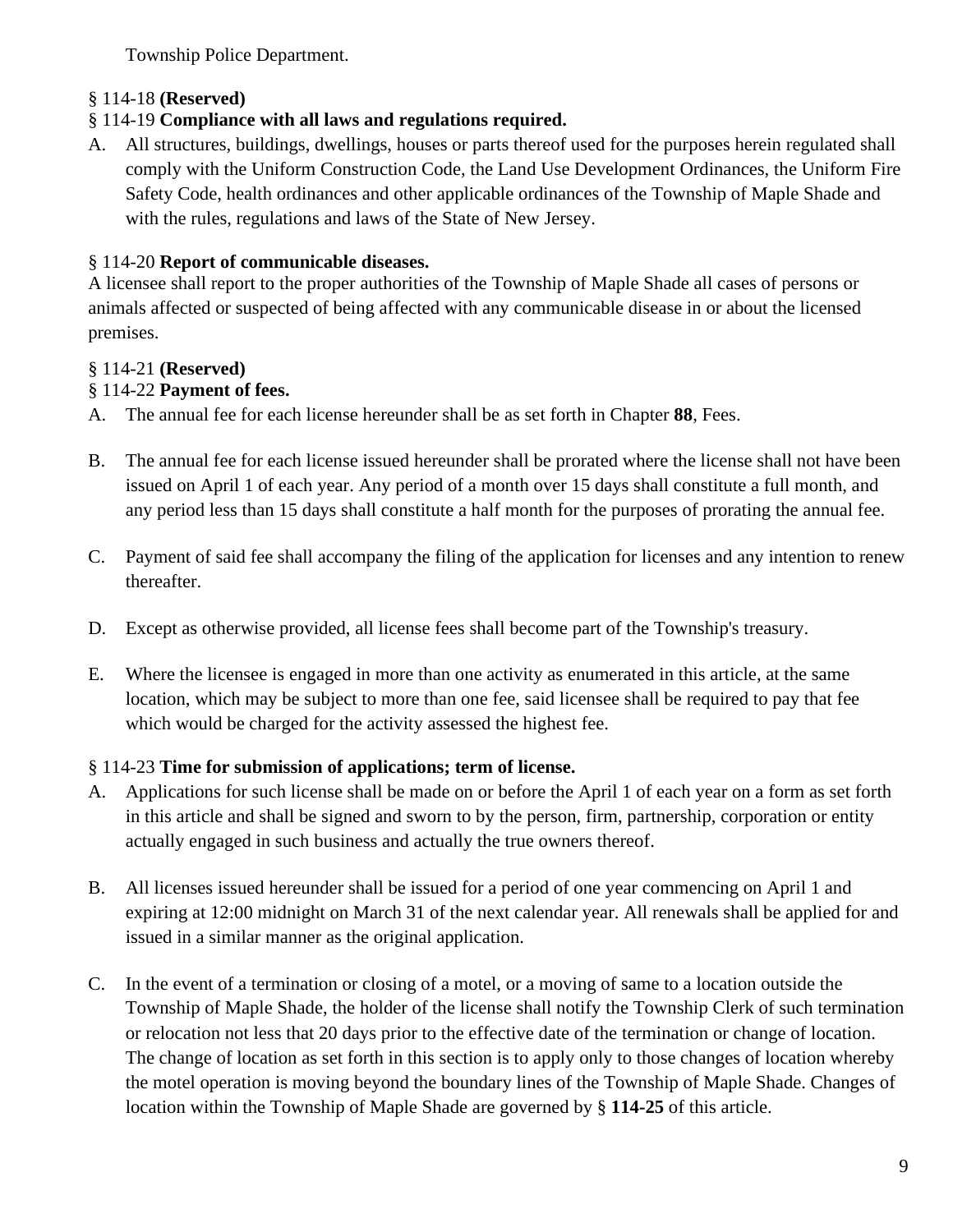Township Police Department.

§ 114-18 **(Reserved)**

§ 114-19 **Compliance with all laws and regulations required.**

A. All structures, buildings, dwellings, houses or parts thereof used for the purposes herein regulated shall comply with the Uniform Construction Code, the Land Use Development Ordinances, the Uniform Fire Safety Code, health ordinances and other applicable ordinances of the Township of Maple Shade and with the rules, regulations and laws of the State of New Jersey.

§ 114-20 **Report of communicable diseases.**

A licensee shall report to the proper authorities of the Township of Maple Shade all cases of persons or animals affected or suspected of being affected with any communicable disease in or about the licensed premises.

§ 114-21 **(Reserved)**

§ 114-22 **Payment of fees.**

A. The annual fee for each license hereunder shall be as set forth in Chapter **88**, Fees.

B. The annual fee for each license issued hereunder shall be prorated where the license shall not have been issued on April 1 of each year. Any period of a month over 15 days shall constitute a full month, and any period less than 15 days shall constitute a half month for the purposes of prorating the annual fee.

C. Payment of said fee shall accompany the filing of the application for licenses and any intention to renew thereafter.

D. Except as otherwise provided, all license fees shall become part of the Township's treasury.

E. Where the licensee is engaged in more than one activity as enumerated in this article, at the same location, which may be subject to more than one fee, said licensee shall be required to pay that fee which would be charged for the activity assessed the highest fee.

§ 114-23 **Time for submission of applications; term of license.**

A. Applications for such license shall be made on or before the April 1 of each year on a form as set forth in this article and shall be signed and sworn to by the person, firm, partnership, corporation or entity actually engaged in such business and actually the true owners thereof.

B. All licenses issued hereunder shall be issued for a period of one year commencing on April 1 and expiring at 12:00 midnight on March 31 of the next calendar year. All renewals shall be applied for and issued in a similar manner as the original application.

C. In the event of a termination or closing of a motel, or a moving of same to a location outside the Township of Maple Shade, the holder of the license shall notify the Township Clerk of such termination or relocation not less that 20 days prior to the effective date of the termination or change of location. The change of location as set forth in this section is to apply only to those changes of location whereby the motel operation is moving beyond the boundary lines of the Township of Maple Shade. Changes of location within the Township of Maple Shade are governed by § **114-25** of this article.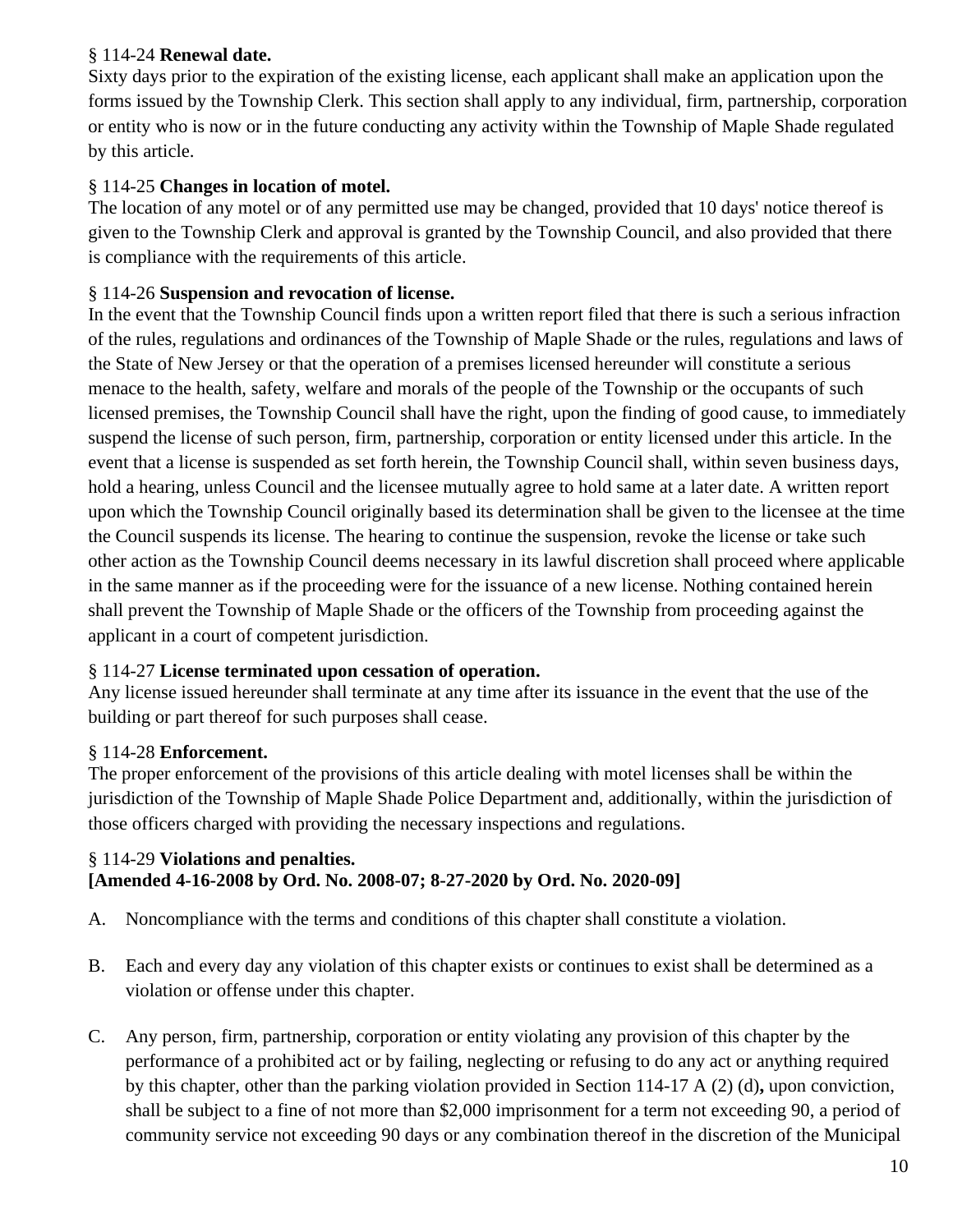§ 114-24 **Renewal date.**

Sixty days prior to the expiration of the existing license, each applicant shall make an application upon the forms issued by the Township Clerk. This section shall apply to any individual, firm, partnership, corporation or entity who is now or in the future conducting any activity within the Township of Maple Shade regulated by this article.

§ 114-25 **Changes in location of motel.**

The location of any motel or of any permitted use may be changed, provided that 10 days' notice thereof is given to the Township Clerk and approval is granted by the Township Council, and also provided that there is compliance with the requirements of this article.

§ 114-26 **Suspension and revocation of license.**

In the event that the Township Council finds upon a written report filed that there is such a serious infraction of the rules, regulations and ordinances of the Township of Maple Shade or the rules, regulations and laws of the State of New Jersey or that the operation of a premises licensed hereunder will constitute a serious menace to the health, safety, welfare and morals of the people of the Township or the occupants of such licensed premises, the Township Council shall have the right, upon the finding of good cause, to immediately suspend the license of such person, firm, partnership, corporation or entity licensed under this article. In the event that a license is suspended as set forth herein, the Township Council shall, within seven business days, hold a hearing, unless Council and the licensee mutually agree to hold same at a later date. A written report upon which the Township Council originally based its determination shall be given to the licensee at the time the Council suspends its license. The hearing to continue the suspension, revoke the license or take such other action as the Township Council deems necessary in its lawful discretion shall proceed where applicable in the same manner as if the proceeding were for the issuance of a new license. Nothing contained herein shall prevent the Township of Maple Shade or the officers of the Township from proceeding against the applicant in a court of competent jurisdiction.

§ 114-27 **License terminated upon cessation of operation.**

Any license issued hereunder shall terminate at any time after its issuance in the event that the use of the building or part thereof for such purposes shall cease.

§ 114-28 **Enforcement.**

The proper enforcement of the provisions of this article dealing with motel licenses shall be within the jurisdiction of the Township of Maple Shade Police Department and, additionally, within the jurisdiction of those officers charged with providing the necessary inspections and regulations.

§ 114-29 **Violations and penalties.**
**[Amended 4-16-2008 by Ord. No. 2008-07; 8-27-2020 by Ord. No. 2020-09]**

A. Noncompliance with the terms and conditions of this chapter shall constitute a violation.

B. Each and every day any violation of this chapter exists or continues to exist shall be determined as a violation or offense under this chapter.

C. Any person, firm, partnership, corporation or entity violating any provision of this chapter by the performance of a prohibited act or by failing, neglecting or refusing to do any act or anything required by this chapter, other than the parking violation provided in Section 114-17 A (2) (d)**,** upon conviction, shall be subject to a fine of not more than $2,000 imprisonment for a term not exceeding 90, a period of community service not exceeding 90 days or any combination thereof in the discretion of the Municipal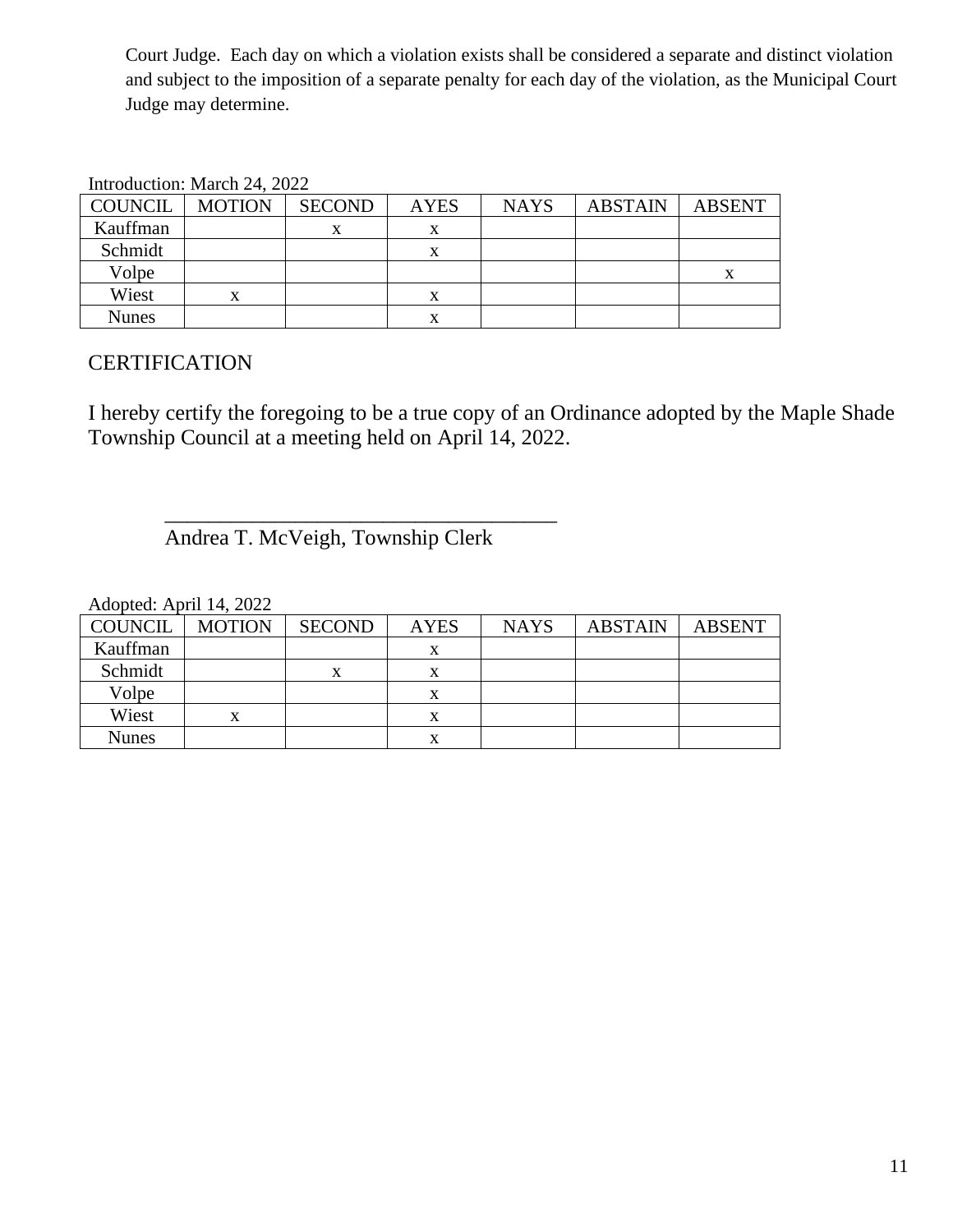Court Judge. Each day on which a violation exists shall be considered a separate and distinct violation and subject to the imposition of a separate penalty for each day of the violation, as the Municipal Court Judge may determine.

Introduction: March 24, 2022

| COUNCIL | MOTION | SECOND | AYES | NAYS | ABSTAIN | ABSENT |
|---|---|---|---|---|---|---|
| Kauffman | | x | x | | | |
| Schmidt | | | x | | | |
| Volpe | | | | | | x |
| Wiest | x | | x | | | |
| Nunes | | | x | | | |

CERTIFICATION

I hereby certify the foregoing to be a true copy of an Ordinance adopted by the Maple Shade Township Council at a meeting held on April 14, 2022.

_____________________________________
Andrea T. McVeigh, Township Clerk

Adopted: April 14, 2022

| COUNCIL | MOTION | SECOND | AYES | NAYS | ABSTAIN | ABSENT |
|---|---|---|---|---|---|---|
| Kauffman | | | x | | | |
| Schmidt | | x | x | | | |
| Volpe | | | x | | | |
| Wiest | x | | x | | | |
| Nunes | | | x | | | |